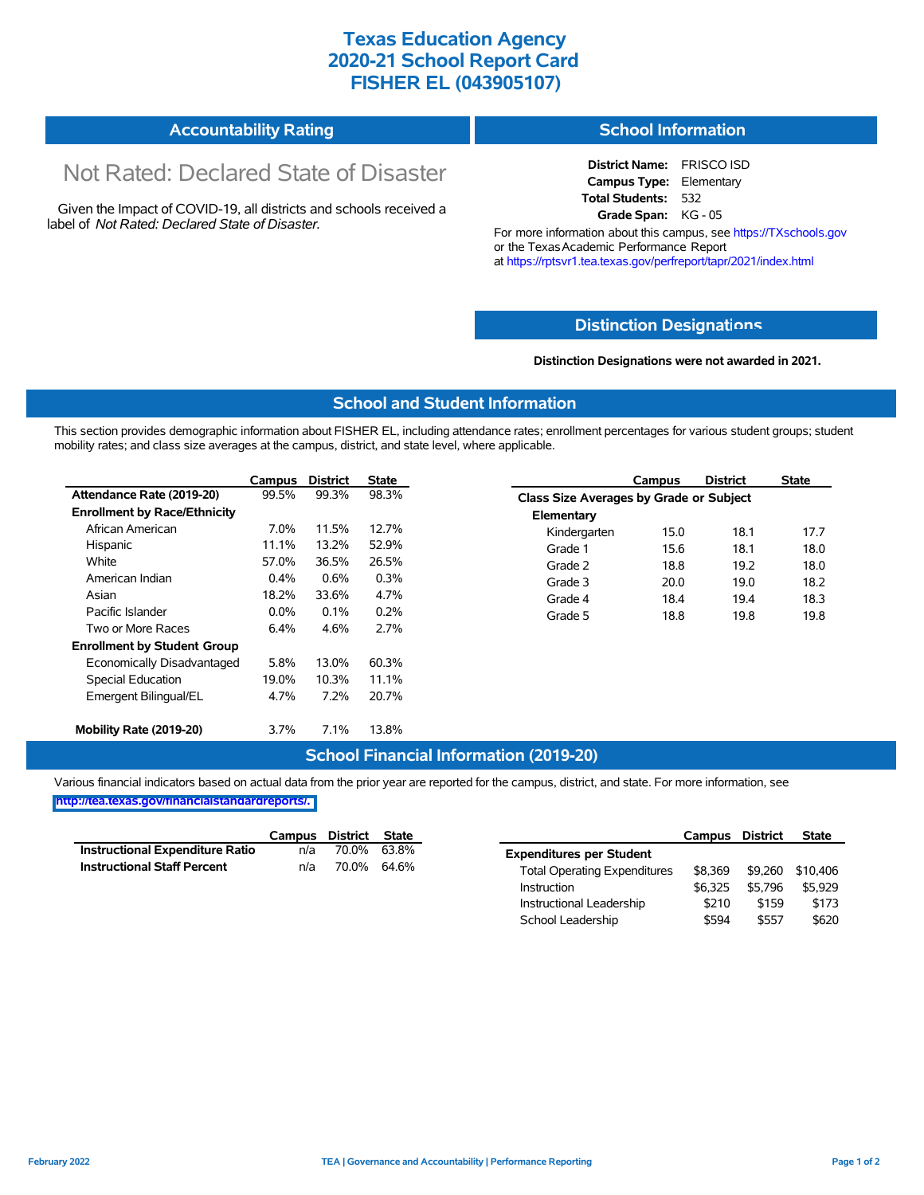# Texas Education Agency
# 2020-21 School Report Card
# FISHER EL (043905107)

## Accountability Rating

Not Rated: Declared State of Disaster

Given the Impact of COVID-19, all districts and schools received a label of *Not Rated: Declared State of Disaster*.

## School Information

**District Name:** FRISCO ISD
**Campus Type:** Elementary
**Total Students:** 532
**Grade Span:** KG - 05

For more information about this campus, see https://TXschools.gov or the Texas Academic Performance Report at https://rptsvr1.tea.texas.gov/perfreport/tapr/2021/index.html

## Distinction Designations

**Distinction Designations were not awarded in 2021.**

## School and Student Information

This section provides demographic information about FISHER EL, including attendance rates; enrollment percentages for various student groups; student mobility rates; and class size averages at the campus, district, and state level, where applicable.

| | Campus | District | State |
|---|---|---|---|
| **Attendance Rate (2019-20)** | 99.5% | 99.3% | 98.3% |
| **Enrollment by Race/Ethnicity** | | | |
| African American | 7.0% | 11.5% | 12.7% |
| Hispanic | 11.1% | 13.2% | 52.9% |
| White | 57.0% | 36.5% | 26.5% |
| American Indian | 0.4% | 0.6% | 0.3% |
| Asian | 18.2% | 33.6% | 4.7% |
| Pacific Islander | 0.0% | 0.1% | 0.2% |
| Two or More Races | 6.4% | 4.6% | 2.7% |
| **Enrollment by Student Group** | | | |
| Economically Disadvantaged | 5.8% | 13.0% | 60.3% |
| Special Education | 19.0% | 10.3% | 11.1% |
| Emergent Bilingual/EL | 4.7% | 7.2% | 20.7% |
| **Mobility Rate (2019-20)** | 3.7% | 7.1% | 13.8% |

| | Campus | District | State |
|---|---|---|---|
| **Class Size Averages by Grade or Subject** | | | |
| **Elementary** | | | |
| Kindergarten | 15.0 | 18.1 | 17.7 |
| Grade 1 | 15.6 | 18.1 | 18.0 |
| Grade 2 | 18.8 | 19.2 | 18.0 |
| Grade 3 | 20.0 | 19.0 | 18.2 |
| Grade 4 | 18.4 | 19.4 | 18.3 |
| Grade 5 | 18.8 | 19.8 | 19.8 |

## School Financial Information (2019-20)

Various financial indicators based on actual data from the prior year are reported for the campus, district, and state. For more information, see http://tea.texas.gov/financialstandardreports/.

| | Campus | District | State |
|---|---|---|---|
| **Instructional Expenditure Ratio** | n/a | 70.0% | 63.8% |
| **Instructional Staff Percent** | n/a | 70.0% | 64.6% |

| | Campus | District | State |
|---|---|---|---|
| **Expenditures per Student** | | | |
| Total Operating Expenditures | $8,369 | $9,260 | $10,406 |
| Instruction | $6,325 | $5,796 | $5,929 |
| Instructional Leadership | $210 | $159 | $173 |
| School Leadership | $594 | $557 | $620 |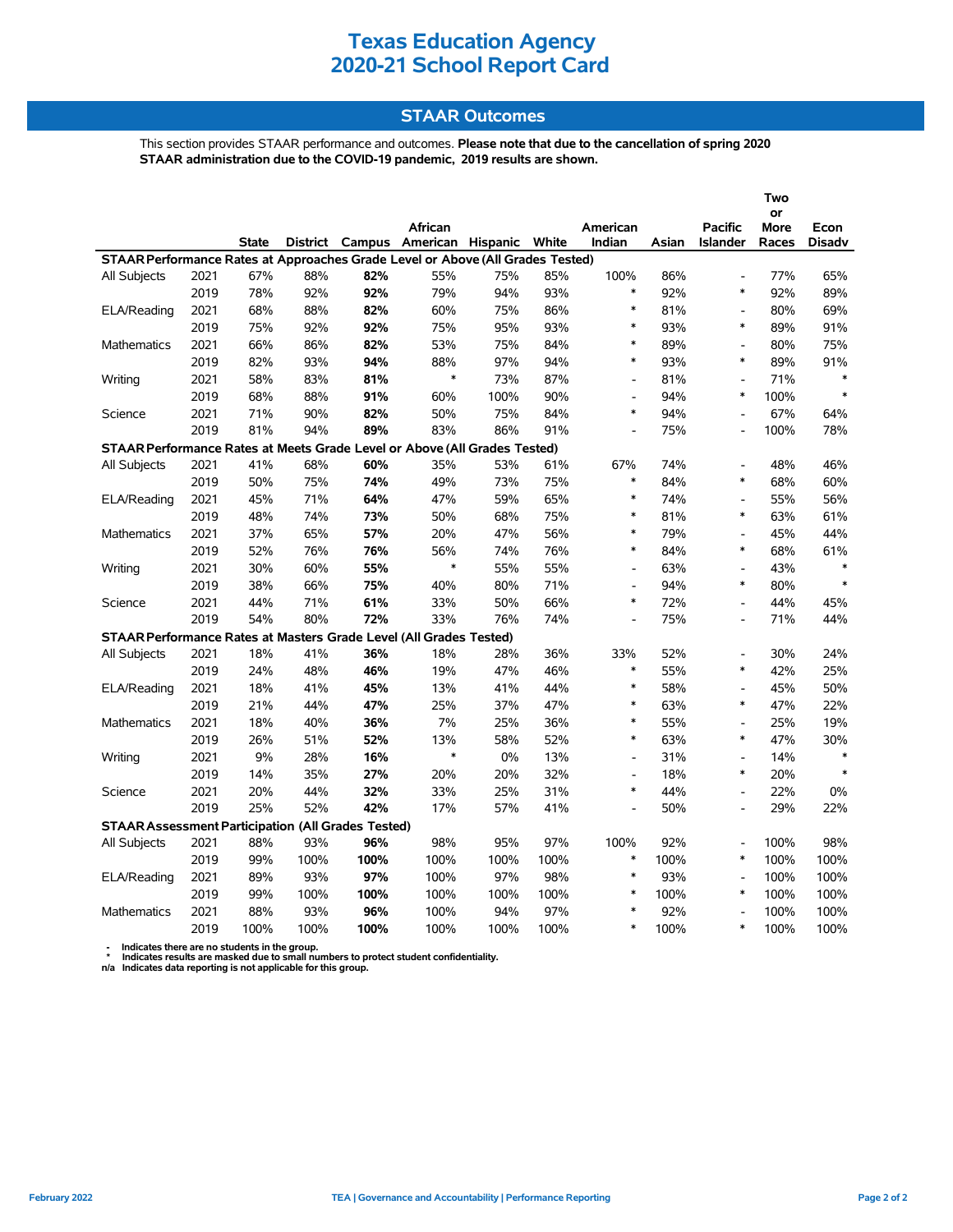# Texas Education Agency
# 2020-21 School Report Card

## STAAR Outcomes

This section provides STAAR performance and outcomes. **Please note that due to the cancellation of spring 2020 STAAR administration due to the COVID-19 pandemic, 2019 results are shown.**

| | | State | District | Campus | African American | Hispanic | White | American Indian | Asian | Pacific Islander | Two or More Races | Econ Disadv |
|---|---|---|---|---|---|---|---|---|---|---|---|---|
| **STAAR Performance Rates at Approaches Grade Level or Above (All Grades Tested)** | | | | | | | | | | | | |
| All Subjects | 2021 | 67% | 88% | **82%** | 55% | 75% | 85% | 100% | 86% | - | 77% | 65% |
| | 2019 | 78% | 92% | **92%** | 79% | 94% | 93% | * | 92% | * | 92% | 89% |
| ELA/Reading | 2021 | 68% | 88% | **82%** | 60% | 75% | 86% | * | 81% | - | 80% | 69% |
| | 2019 | 75% | 92% | **92%** | 75% | 95% | 93% | * | 93% | * | 89% | 91% |
| Mathematics | 2021 | 66% | 86% | **82%** | 53% | 75% | 84% | * | 89% | - | 80% | 75% |
| | 2019 | 82% | 93% | **94%** | 88% | 97% | 94% | * | 93% | * | 89% | 91% |
| Writing | 2021 | 58% | 83% | **81%** | * | 73% | 87% | - | 81% | - | 71% | * |
| | 2019 | 68% | 88% | **91%** | 60% | 100% | 90% | - | 94% | * | 100% | * |
| Science | 2021 | 71% | 90% | **82%** | 50% | 75% | 84% | * | 94% | - | 67% | 64% |
| | 2019 | 81% | 94% | **89%** | 83% | 86% | 91% | - | 75% | - | 100% | 78% |
| **STAAR Performance Rates at Meets Grade Level or Above (All Grades Tested)** | | | | | | | | | | | | |
| All Subjects | 2021 | 41% | 68% | **60%** | 35% | 53% | 61% | 67% | 74% | - | 48% | 46% |
| | 2019 | 50% | 75% | **74%** | 49% | 73% | 75% | * | 84% | * | 68% | 60% |
| ELA/Reading | 2021 | 45% | 71% | **64%** | 47% | 59% | 65% | * | 74% | - | 55% | 56% |
| | 2019 | 48% | 74% | **73%** | 50% | 68% | 75% | * | 81% | * | 63% | 61% |
| Mathematics | 2021 | 37% | 65% | **57%** | 20% | 47% | 56% | * | 79% | - | 45% | 44% |
| | 2019 | 52% | 76% | **76%** | 56% | 74% | 76% | * | 84% | * | 68% | 61% |
| Writing | 2021 | 30% | 60% | **55%** | * | 55% | 55% | - | 63% | - | 43% | * |
| | 2019 | 38% | 66% | **75%** | 40% | 80% | 71% | - | 94% | * | 80% | * |
| Science | 2021 | 44% | 71% | **61%** | 33% | 50% | 66% | * | 72% | - | 44% | 45% |
| | 2019 | 54% | 80% | **72%** | 33% | 76% | 74% | - | 75% | - | 71% | 44% |
| **STAAR Performance Rates at Masters Grade Level (All Grades Tested)** | | | | | | | | | | | | |
| All Subjects | 2021 | 18% | 41% | **36%** | 18% | 28% | 36% | 33% | 52% | - | 30% | 24% |
| | 2019 | 24% | 48% | **46%** | 19% | 47% | 46% | * | 55% | * | 42% | 25% |
| ELA/Reading | 2021 | 18% | 41% | **45%** | 13% | 41% | 44% | * | 58% | - | 45% | 50% |
| | 2019 | 21% | 44% | **47%** | 25% | 37% | 47% | * | 63% | * | 47% | 22% |
| Mathematics | 2021 | 18% | 40% | **36%** | 7% | 25% | 36% | * | 55% | - | 25% | 19% |
| | 2019 | 26% | 51% | **52%** | 13% | 58% | 52% | * | 63% | * | 47% | 30% |
| Writing | 2021 | 9% | 28% | **16%** | * | 0% | 13% | - | 31% | - | 14% | * |
| | 2019 | 14% | 35% | **27%** | 20% | 20% | 32% | - | 18% | * | 20% | * |
| Science | 2021 | 20% | 44% | **32%** | 33% | 25% | 31% | * | 44% | - | 22% | 0% |
| | 2019 | 25% | 52% | **42%** | 17% | 57% | 41% | - | 50% | - | 29% | 22% |
| **STAAR Assessment Participation (All Grades Tested)** | | | | | | | | | | | | |
| All Subjects | 2021 | 88% | 93% | **96%** | 98% | 95% | 97% | 100% | 92% | - | 100% | 98% |
| | 2019 | 99% | 100% | **100%** | 100% | 100% | 100% | * | 100% | * | 100% | 100% |
| ELA/Reading | 2021 | 89% | 93% | **97%** | 100% | 97% | 98% | * | 93% | - | 100% | 100% |
| | 2019 | 99% | 100% | **100%** | 100% | 100% | 100% | * | 100% | * | 100% | 100% |
| Mathematics | 2021 | 88% | 93% | **96%** | 100% | 94% | 97% | * | 92% | - | 100% | 100% |
| | 2019 | 100% | 100% | **100%** | 100% | 100% | 100% | * | 100% | * | 100% | 100% |

- Indicates there are no students in the group.
* Indicates results are masked due to small numbers to protect student confidentiality.
n/a Indicates data reporting is not applicable for this group.